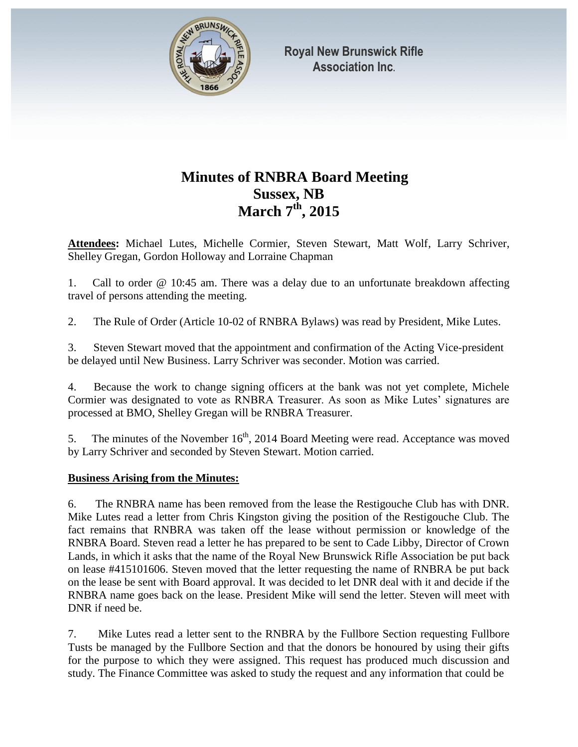Royal New Brunswick Rifle Association Inc.

# Minutes of RNBRA Board Meeting
## Sussex, NB
## March 7th, 2015

**Attendees:** Michael Lutes, Michelle Cormier, Steven Stewart, Matt Wolf, Larry Schriver, Shelley Gregan, Gordon Holloway and Lorraine Chapman

1. Call to order @ 10:45 am. There was a delay due to an unfortunate breakdown affecting travel of persons attending the meeting.

2. The Rule of Order (Article 10-02 of RNBRA Bylaws) was read by President, Mike Lutes.

3. Steven Stewart moved that the appointment and confirmation of the Acting Vice-president be delayed until New Business. Larry Schriver was seconder. Motion was carried.

4. Because the work to change signing officers at the bank was not yet complete, Michele Cormier was designated to vote as RNBRA Treasurer. As soon as Mike Lutes' signatures are processed at BMO, Shelley Gregan will be RNBRA Treasurer.

5. The minutes of the November 16th, 2014 Board Meeting were read. Acceptance was moved by Larry Schriver and seconded by Steven Stewart. Motion carried.

**Business Arising from the Minutes:**

6. The RNBRA name has been removed from the lease the Restigouche Club has with DNR. Mike Lutes read a letter from Chris Kingston giving the position of the Restigouche Club. The fact remains that RNBRA was taken off the lease without permission or knowledge of the RNBRA Board. Steven read a letter he has prepared to be sent to Cade Libby, Director of Crown Lands, in which it asks that the name of the Royal New Brunswick Rifle Association be put back on lease #415101606. Steven moved that the letter requesting the name of RNBRA be put back on the lease be sent with Board approval. It was decided to let DNR deal with it and decide if the RNBRA name goes back on the lease. President Mike will send the letter. Steven will meet with DNR if need be.

7. Mike Lutes read a letter sent to the RNBRA by the Fullbore Section requesting Fullbore Tusts be managed by the Fullbore Section and that the donors be honoured by using their gifts for the purpose to which they were assigned. This request has produced much discussion and study. The Finance Committee was asked to study the request and any information that could be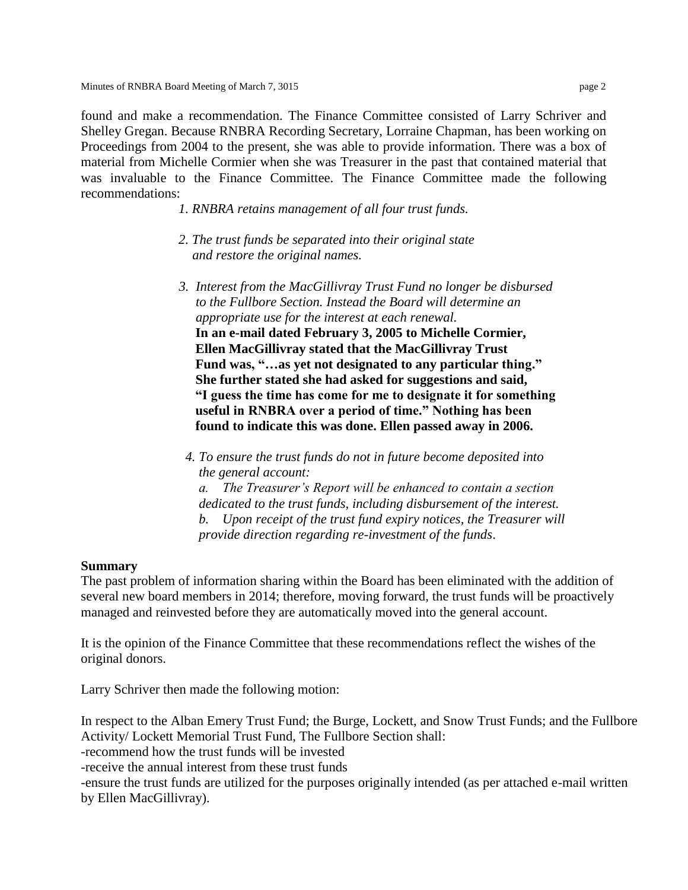found and make a recommendation. The Finance Committee consisted of Larry Schriver and Shelley Gregan. Because RNBRA Recording Secretary, Lorraine Chapman, has been working on Proceedings from 2004 to the present, she was able to provide information. There was a box of material from Michelle Cormier when she was Treasurer in the past that contained material that was invaluable to the Finance Committee. The Finance Committee made the following recommendations:

1. *RNBRA retains management of all four trust funds.*

2. *The trust funds be separated into their original state and restore the original names.*

3. *Interest from the MacGillivray Trust Fund no longer be disbursed to the Fullbore Section. Instead the Board will determine an appropriate use for the interest at each renewal.*
   **In an e-mail dated February 3, 2005 to Michelle Cormier, Ellen MacGillivray stated that the MacGillivray Trust Fund was, "…as yet not designated to any particular thing." She further stated she had asked for suggestions and said, "I guess the time has come for me to designate it for something useful in RNBRA over a period of time." Nothing has been found to indicate this was done. Ellen passed away in 2006.**

4. *To ensure the trust funds do not in future become deposited into the general account:*
   *a. The Treasurer's Report will be enhanced to contain a section dedicated to the trust funds, including disbursement of the interest.*
   *b. Upon receipt of the trust fund expiry notices, the Treasurer will provide direction regarding re-investment of the funds.*

**Summary**

The past problem of information sharing within the Board has been eliminated with the addition of several new board members in 2014; therefore, moving forward, the trust funds will be proactively managed and reinvested before they are automatically moved into the general account.

It is the opinion of the Finance Committee that these recommendations reflect the wishes of the original donors.

Larry Schriver then made the following motion:

In respect to the Alban Emery Trust Fund; the Burge, Lockett, and Snow Trust Funds; and the Fullbore Activity/ Lockett Memorial Trust Fund, The Fullbore Section shall:

-recommend how the trust funds will be invested

-receive the annual interest from these trust funds

-ensure the trust funds are utilized for the purposes originally intended (as per attached e-mail written by Ellen MacGillivray).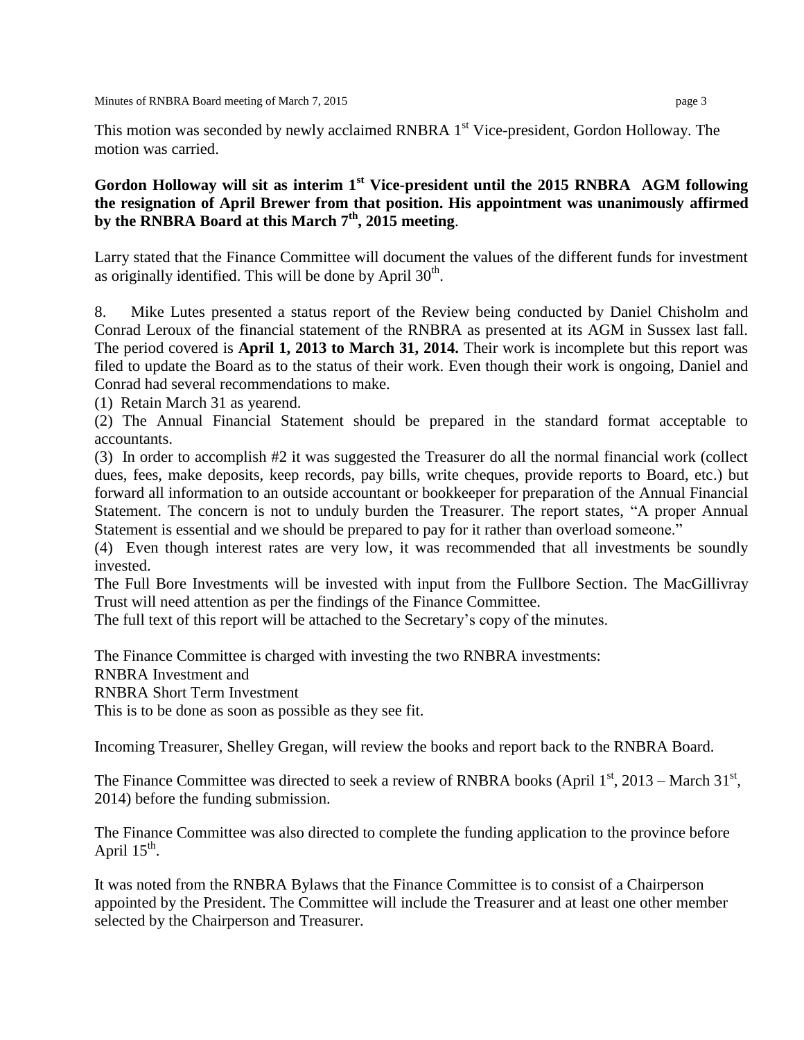This motion was seconded by newly acclaimed RNBRA 1st Vice-president, Gordon Holloway. The motion was carried.

**Gordon Holloway will sit as interim 1st Vice-president until the 2015 RNBRA AGM following the resignation of April Brewer from that position. His appointment was unanimously affirmed by the RNBRA Board at this March 7th, 2015 meeting**.

Larry stated that the Finance Committee will document the values of the different funds for investment as originally identified. This will be done by April 30th.

8. Mike Lutes presented a status report of the Review being conducted by Daniel Chisholm and Conrad Leroux of the financial statement of the RNBRA as presented at its AGM in Sussex last fall. The period covered is **April 1, 2013 to March 31, 2014.** Their work is incomplete but this report was filed to update the Board as to the status of their work. Even though their work is ongoing, Daniel and Conrad had several recommendations to make.

(1) Retain March 31 as yearend.

(2) The Annual Financial Statement should be prepared in the standard format acceptable to accountants.

(3) In order to accomplish #2 it was suggested the Treasurer do all the normal financial work (collect dues, fees, make deposits, keep records, pay bills, write cheques, provide reports to Board, etc.) but forward all information to an outside accountant or bookkeeper for preparation of the Annual Financial Statement. The concern is not to unduly burden the Treasurer. The report states, "A proper Annual Statement is essential and we should be prepared to pay for it rather than overload someone."

(4) Even though interest rates are very low, it was recommended that all investments be soundly invested.

The Full Bore Investments will be invested with input from the Fullbore Section. The MacGillivray Trust will need attention as per the findings of the Finance Committee.

The full text of this report will be attached to the Secretary's copy of the minutes.

The Finance Committee is charged with investing the two RNBRA investments:
RNBRA Investment and
RNBRA Short Term Investment
This is to be done as soon as possible as they see fit.

Incoming Treasurer, Shelley Gregan, will review the books and report back to the RNBRA Board.

The Finance Committee was directed to seek a review of RNBRA books (April 1st, 2013 – March 31st, 2014) before the funding submission.

The Finance Committee was also directed to complete the funding application to the province before April 15th.

It was noted from the RNBRA Bylaws that the Finance Committee is to consist of a Chairperson appointed by the President. The Committee will include the Treasurer and at least one other member selected by the Chairperson and Treasurer.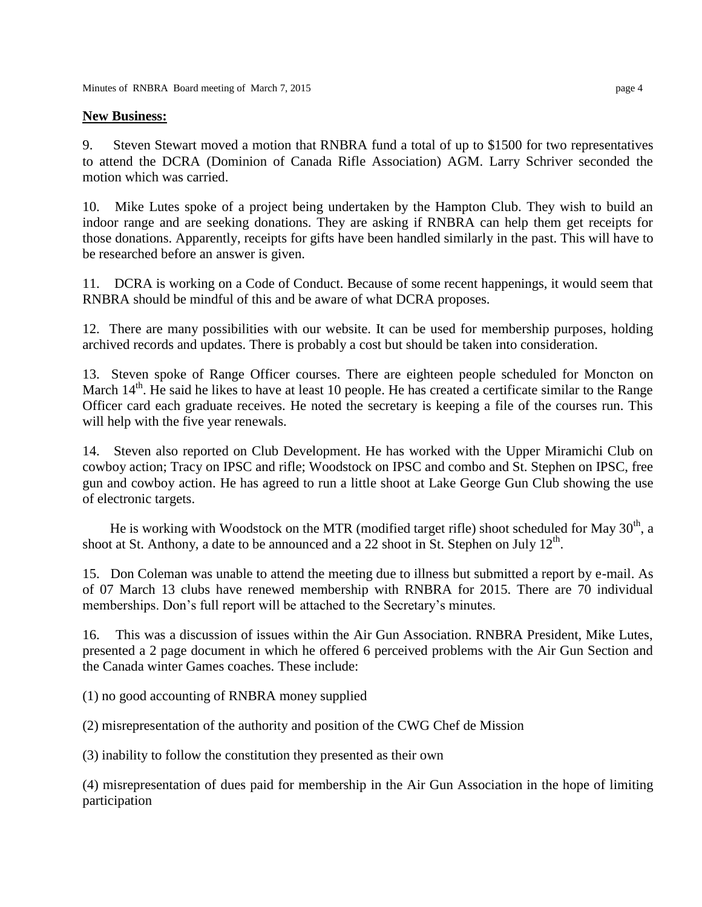**New Business:**

9. Steven Stewart moved a motion that RNBRA fund a total of up to $1500 for two representatives to attend the DCRA (Dominion of Canada Rifle Association) AGM. Larry Schriver seconded the motion which was carried.

10. Mike Lutes spoke of a project being undertaken by the Hampton Club. They wish to build an indoor range and are seeking donations. They are asking if RNBRA can help them get receipts for those donations. Apparently, receipts for gifts have been handled similarly in the past. This will have to be researched before an answer is given.

11. DCRA is working on a Code of Conduct. Because of some recent happenings, it would seem that RNBRA should be mindful of this and be aware of what DCRA proposes.

12. There are many possibilities with our website. It can be used for membership purposes, holding archived records and updates. There is probably a cost but should be taken into consideration.

13. Steven spoke of Range Officer courses. There are eighteen people scheduled for Moncton on March 14th. He said he likes to have at least 10 people. He has created a certificate similar to the Range Officer card each graduate receives. He noted the secretary is keeping a file of the courses run. This will help with the five year renewals.

14. Steven also reported on Club Development. He has worked with the Upper Miramichi Club on cowboy action; Tracy on IPSC and rifle; Woodstock on IPSC and combo and St. Stephen on IPSC, free gun and cowboy action. He has agreed to run a little shoot at Lake George Gun Club showing the use of electronic targets.

He is working with Woodstock on the MTR (modified target rifle) shoot scheduled for May 30th, a shoot at St. Anthony, a date to be announced and a 22 shoot in St. Stephen on July 12th.

15. Don Coleman was unable to attend the meeting due to illness but submitted a report by e-mail. As of 07 March 13 clubs have renewed membership with RNBRA for 2015. There are 70 individual memberships. Don's full report will be attached to the Secretary's minutes.

16. This was a discussion of issues within the Air Gun Association. RNBRA President, Mike Lutes, presented a 2 page document in which he offered 6 perceived problems with the Air Gun Section and the Canada winter Games coaches. These include:

(1) no good accounting of RNBRA money supplied

(2) misrepresentation of the authority and position of the CWG Chef de Mission

(3) inability to follow the constitution they presented as their own

(4) misrepresentation of dues paid for membership in the Air Gun Association in the hope of limiting participation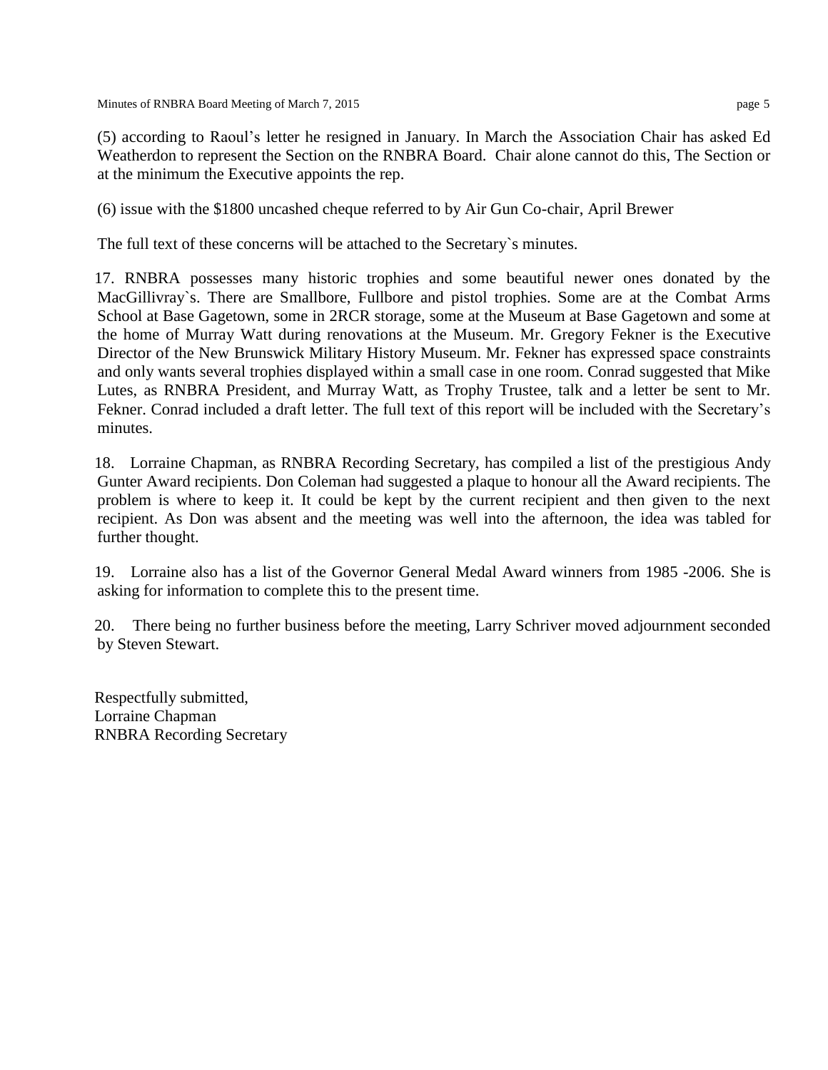(5) according to Raoul's letter he resigned in January. In March the Association Chair has asked Ed Weatherdon to represent the Section on the RNBRA Board. Chair alone cannot do this, The Section or at the minimum the Executive appoints the rep.

(6) issue with the $1800 uncashed cheque referred to by Air Gun Co-chair, April Brewer

The full text of these concerns will be attached to the Secretary`s minutes.

17. RNBRA possesses many historic trophies and some beautiful newer ones donated by the MacGillivray`s. There are Smallbore, Fullbore and pistol trophies. Some are at the Combat Arms School at Base Gagetown, some in 2RCR storage, some at the Museum at Base Gagetown and some at the home of Murray Watt during renovations at the Museum. Mr. Gregory Fekner is the Executive Director of the New Brunswick Military History Museum. Mr. Fekner has expressed space constraints and only wants several trophies displayed within a small case in one room. Conrad suggested that Mike Lutes, as RNBRA President, and Murray Watt, as Trophy Trustee, talk and a letter be sent to Mr. Fekner. Conrad included a draft letter. The full text of this report will be included with the Secretary's minutes.

18. Lorraine Chapman, as RNBRA Recording Secretary, has compiled a list of the prestigious Andy Gunter Award recipients. Don Coleman had suggested a plaque to honour all the Award recipients. The problem is where to keep it. It could be kept by the current recipient and then given to the next recipient. As Don was absent and the meeting was well into the afternoon, the idea was tabled for further thought.

19. Lorraine also has a list of the Governor General Medal Award winners from 1985 -2006. She is asking for information to complete this to the present time.

20. There being no further business before the meeting, Larry Schriver moved adjournment seconded by Steven Stewart.

Respectfully submitted,
Lorraine Chapman
RNBRA Recording Secretary